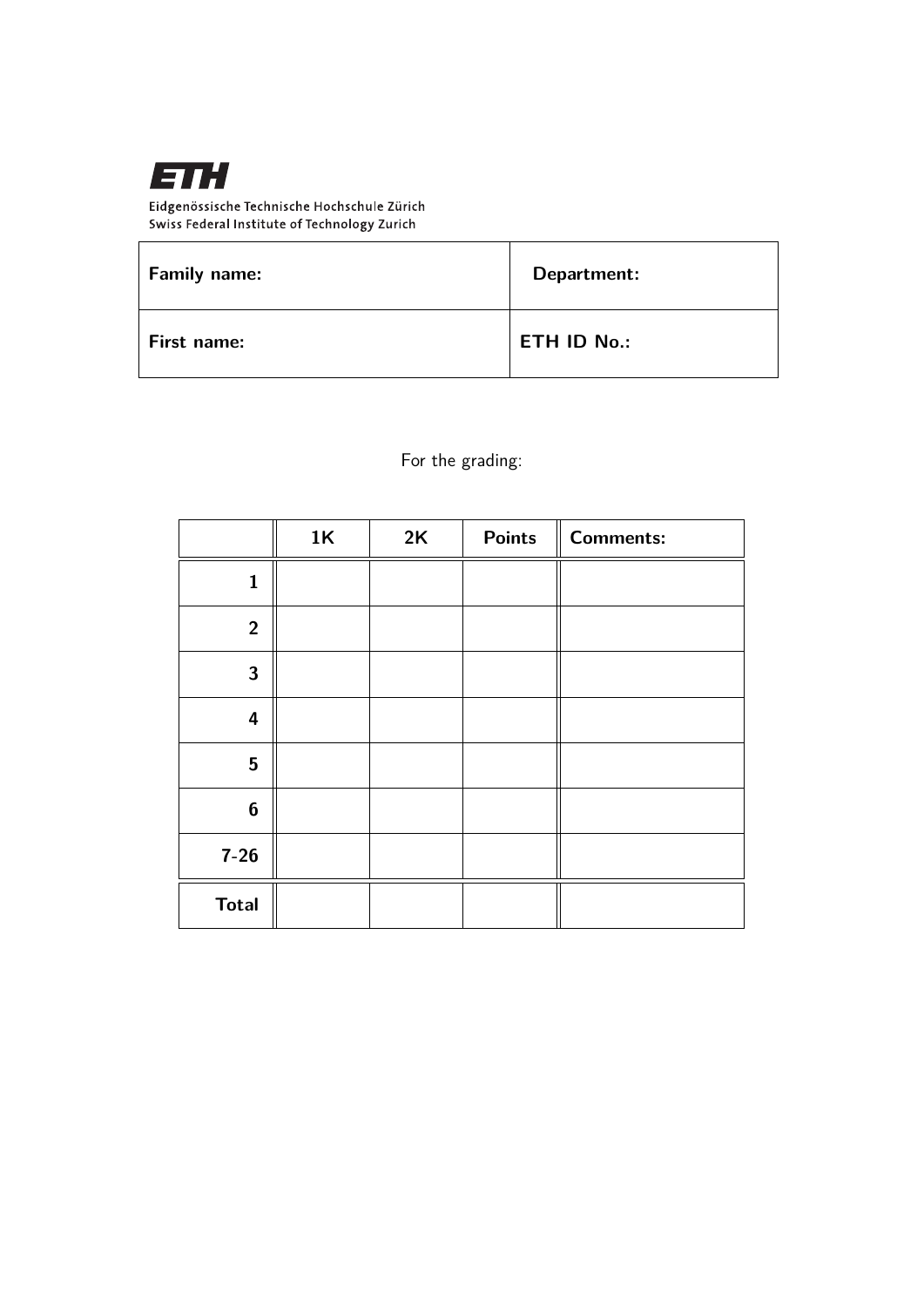**ETH**

Eidgenössische Technische Hochschule Zürich
Swiss Federal Institute of Technology Zurich

| **Family name:** | **Department:** |
|---|---|
| **First name:** | **ETH ID No.:** |

For the grading:

| | **1K** | **2K** | **Points** | **Comments:** |
|---|---|---|---|---|
| **1** | | | | |
| **2** | | | | |
| **3** | | | | |
| **4** | | | | |
| **5** | | | | |
| **6** | | | | |
| **7-26** | | | | |
| **Total** | | | | |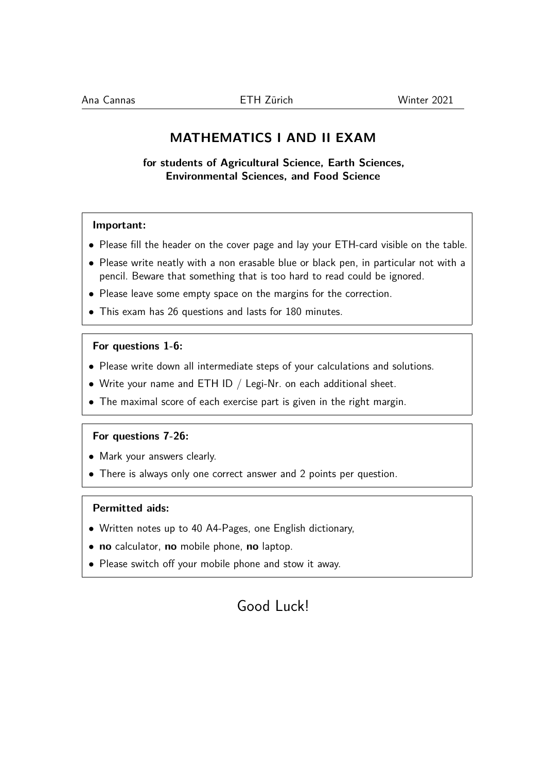Ana Cannas ETH Zürich Winter 2021

# MATHEMATICS I AND II EXAM

**for students of Agricultural Science, Earth Sciences, Environmental Sciences, and Food Science**

**Important:**

- Please fill the header on the cover page and lay your ETH-card visible on the table.
- Please write neatly with a non erasable blue or black pen, in particular not with a pencil. Beware that something that is too hard to read could be ignored.
- Please leave some empty space on the margins for the correction.
- This exam has 26 questions and lasts for 180 minutes.

**For questions 1-6:**

- Please write down all intermediate steps of your calculations and solutions.
- Write your name and ETH ID / Legi-Nr. on each additional sheet.
- The maximal score of each exercise part is given in the right margin.

**For questions 7-26:**

- Mark your answers clearly.
- There is always only one correct answer and 2 points per question.

**Permitted aids:**

- Written notes up to 40 A4-Pages, one English dictionary,
- **no** calculator, **no** mobile phone, **no** laptop.
- Please switch off your mobile phone and stow it away.

Good Luck!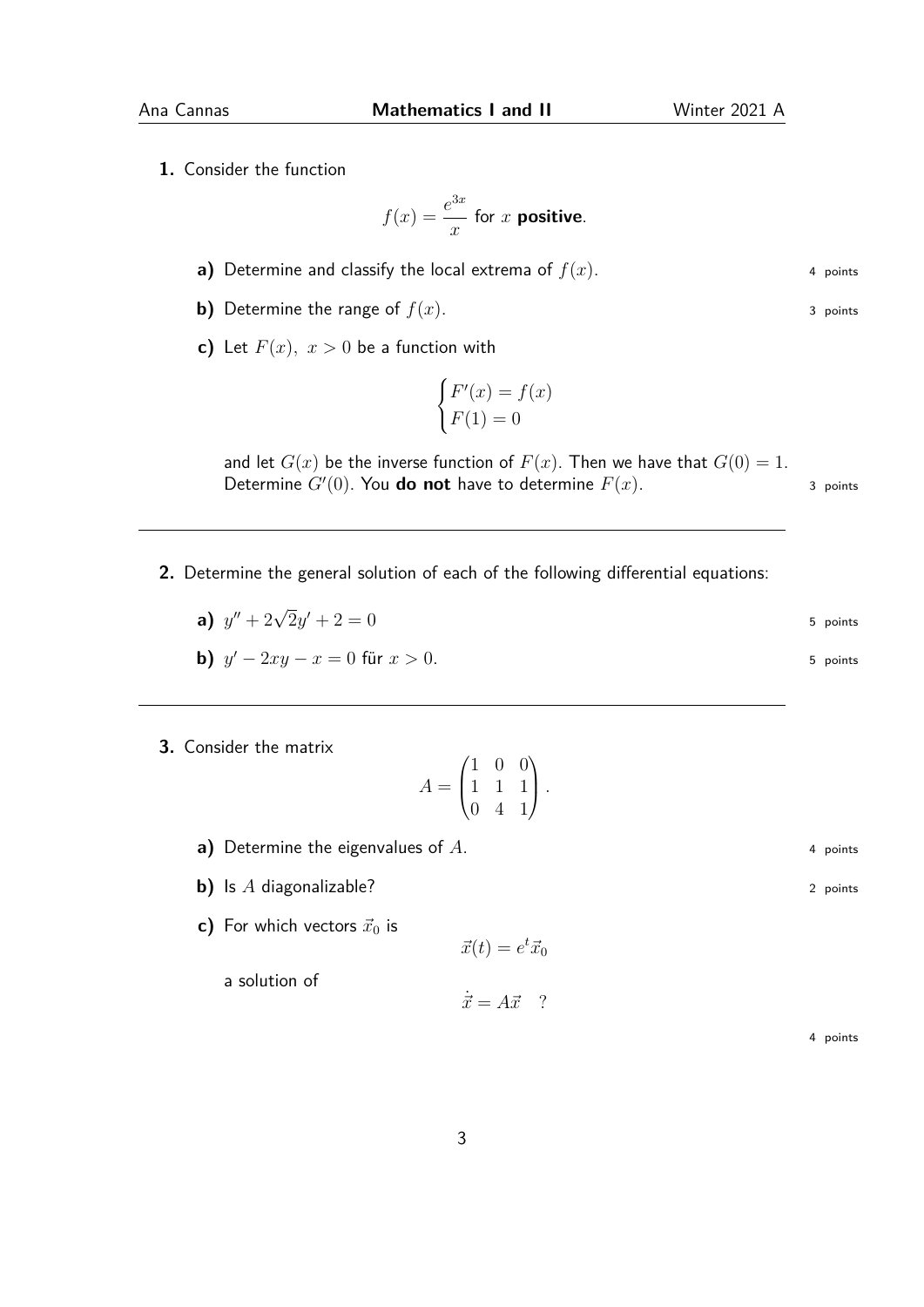**1.** Consider the function

$$f(x) = \frac{e^{3x}}{x} \text{ for } x \textbf{ positive}.$$

**a)** Determine and classify the local extrema of $f(x)$. 4 points

**b)** Determine the range of $f(x)$. 3 points

**c)** Let $F(x),\ x > 0$ be a function with

$$\begin{cases} F'(x) = f(x) \\ F(1) = 0 \end{cases}$$

and let $G(x)$ be the inverse function of $F(x)$. Then we have that $G(0) = 1$. Determine $G'(0)$. You **do not** have to determine $F(x)$. 3 points

---

**2.** Determine the general solution of each of the following differential equations:

**a)** $y'' + 2\sqrt{2}y' + 2 = 0$ 5 points

**b)** $y' - 2xy - x = 0$ für $x > 0$. 5 points

---

**3.** Consider the matrix

$$A = \begin{pmatrix} 1 & 0 & 0 \\ 1 & 1 & 1 \\ 0 & 4 & 1 \end{pmatrix}.$$

**a)** Determine the eigenvalues of $A$. 4 points

**b)** Is $A$ diagonalizable? 2 points

**c)** For which vectors $\vec{x}_0$ is

$$\vec{x}(t) = e^t \vec{x}_0$$

a solution of

$$\dot{\vec{x}} = A\vec{x} \quad ?$$

4 points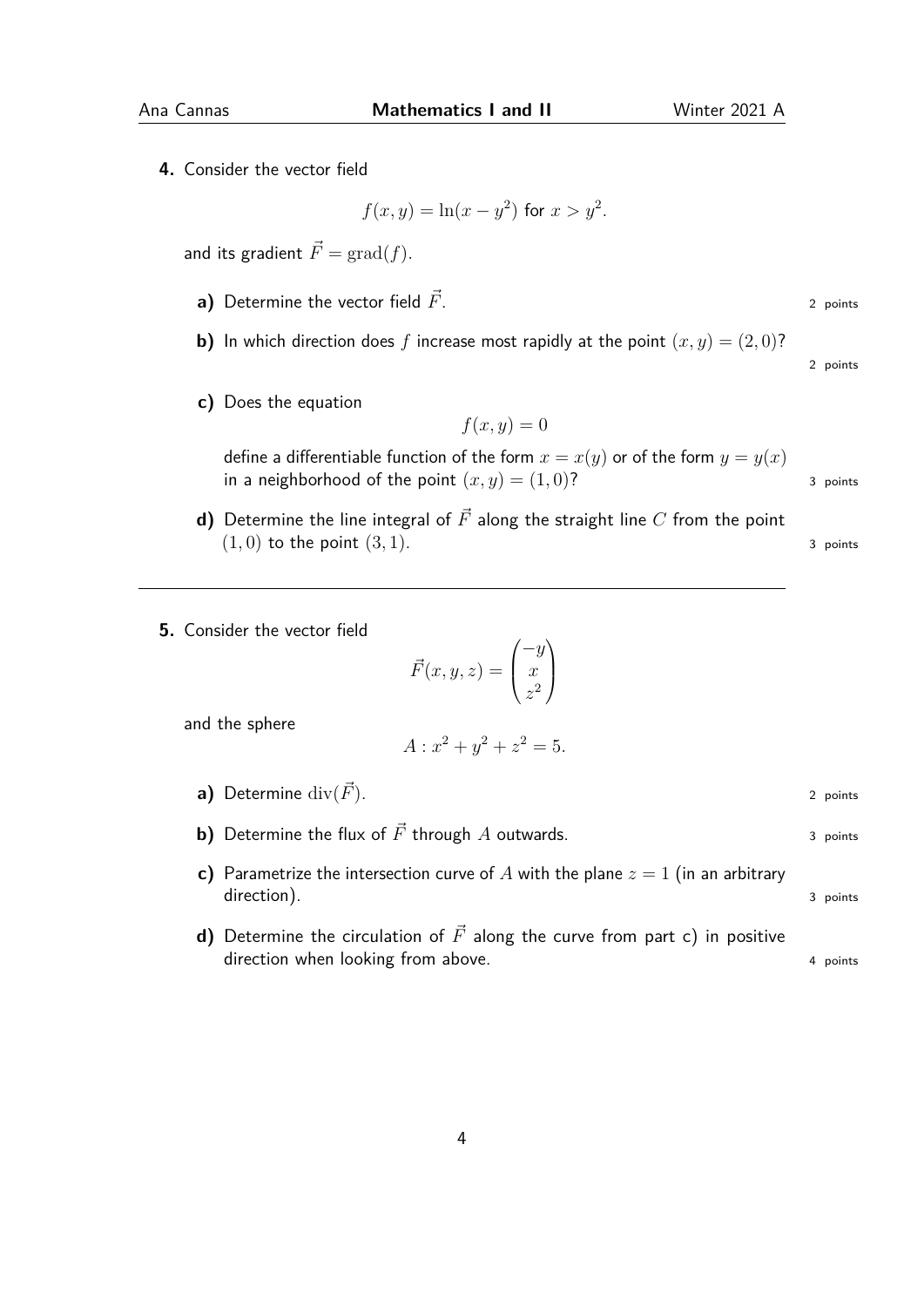**4.** Consider the vector field

$$f(x, y) = \ln(x - y^2) \text{ for } x > y^2.$$

and its gradient $\vec{F} = \operatorname{grad}(f)$.

**a)** Determine the vector field $\vec{F}$. — 2 points

**b)** In which direction does $f$ increase most rapidly at the point $(x, y) = (2, 0)$? — 2 points

**c)** Does the equation

$$f(x, y) = 0$$

define a differentiable function of the form $x = x(y)$ or of the form $y = y(x)$ in a neighborhood of the point $(x, y) = (1, 0)$? — 3 points

**d)** Determine the line integral of $\vec{F}$ along the straight line $C$ from the point $(1, 0)$ to the point $(3, 1)$. — 3 points

---

**5.** Consider the vector field

$$\vec{F}(x, y, z) = \begin{pmatrix} -y \\ x \\ z^2 \end{pmatrix}$$

and the sphere

$$A : x^2 + y^2 + z^2 = 5.$$

**a)** Determine $\operatorname{div}(\vec{F})$. — 2 points

**b)** Determine the flux of $\vec{F}$ through $A$ outwards. — 3 points

**c)** Parametrize the intersection curve of $A$ with the plane $z = 1$ (in an arbitrary direction). — 3 points

**d)** Determine the circulation of $\vec{F}$ along the curve from part c) in positive direction when looking from above. — 4 points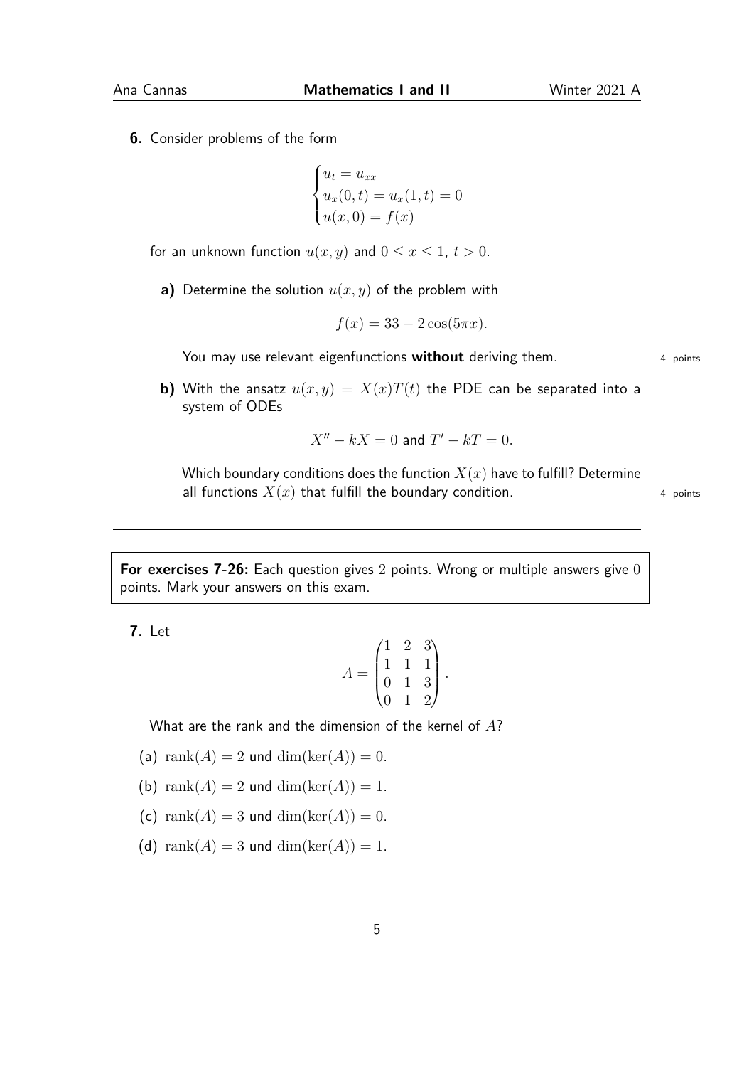**6.** Consider problems of the form

$$\begin{cases} u_t = u_{xx} \\ u_x(0,t) = u_x(1,t) = 0 \\ u(x,0) = f(x) \end{cases}$$

for an unknown function $u(x,y)$ and $0 \leq x \leq 1$, $t > 0$.

**a)** Determine the solution $u(x,y)$ of the problem with

$$f(x) = 33 - 2\cos(5\pi x).$$

You may use relevant eigenfunctions **without** deriving them. 4 points

**b)** With the ansatz $u(x,y) = X(x)T(t)$ the PDE can be separated into a system of ODEs

$$X'' - kX = 0 \text{ and } T' - kT = 0.$$

Which boundary conditions does the function $X(x)$ have to fulfill? Determine all functions $X(x)$ that fulfill the boundary condition. 4 points

---

**For exercises 7-26:** Each question gives 2 points. Wrong or multiple answers give 0 points. Mark your answers on this exam.

**7.** Let

$$A = \begin{pmatrix} 1 & 2 & 3 \\ 1 & 1 & 1 \\ 0 & 1 & 3 \\ 0 & 1 & 2 \end{pmatrix}.$$

What are the rank and the dimension of the kernel of $A$?

(a) $\operatorname{rank}(A) = 2$ und $\dim(\ker(A)) = 0$.

(b) $\operatorname{rank}(A) = 2$ und $\dim(\ker(A)) = 1$.

(c) $\operatorname{rank}(A) = 3$ und $\dim(\ker(A)) = 0$.

(d) $\operatorname{rank}(A) = 3$ und $\dim(\ker(A)) = 1$.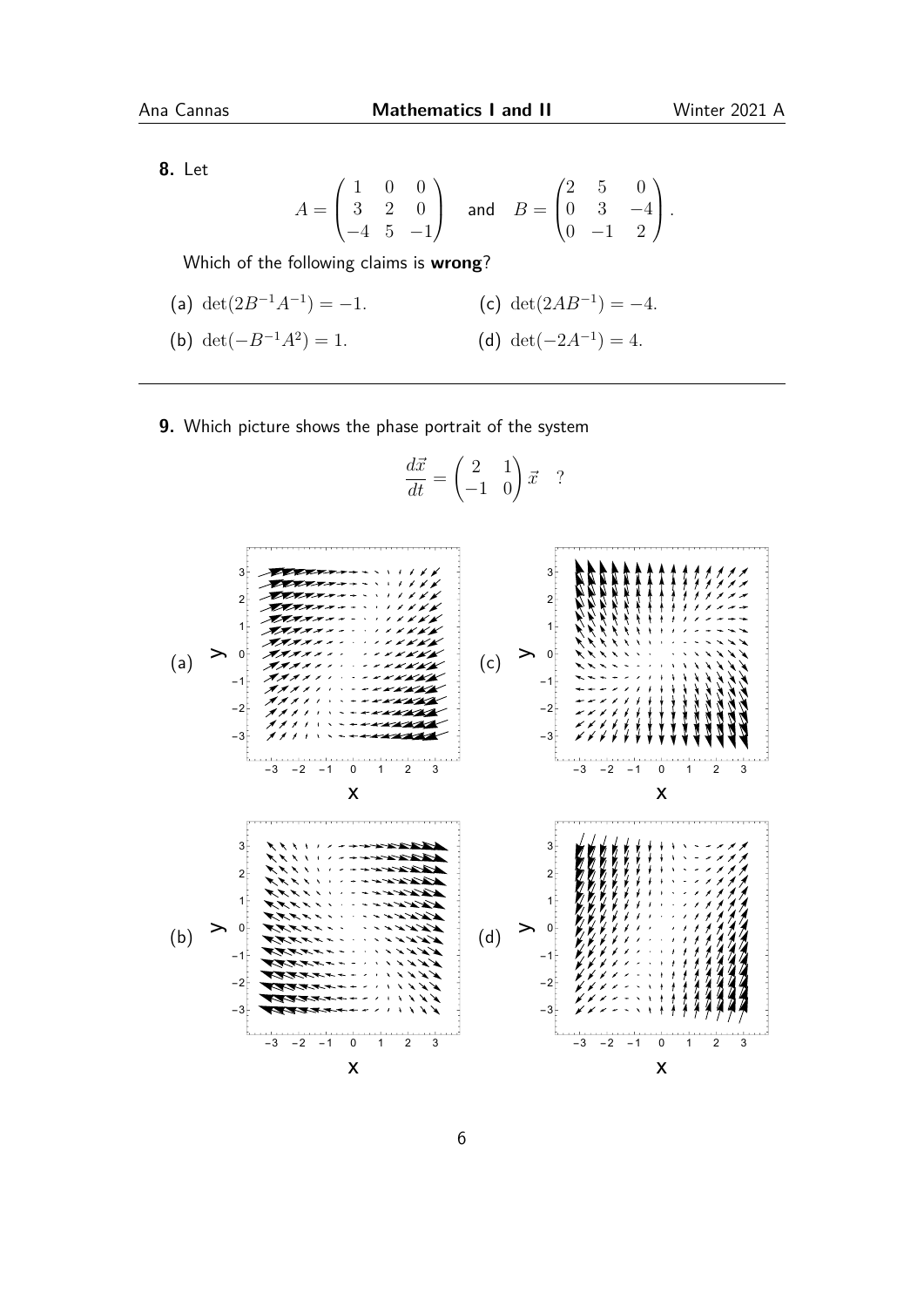**8.** Let

$$A = \begin{pmatrix} 1 & 0 & 0 \\ 3 & 2 & 0 \\ -4 & 5 & -1 \end{pmatrix} \quad \text{and} \quad B = \begin{pmatrix} 2 & 5 & 0 \\ 0 & 3 & -4 \\ 0 & -1 & 2 \end{pmatrix}.$$

Which of the following claims is **wrong**?

(a) $\det(2B^{-1}A^{-1}) = -1.$

(b) $\det(-B^{-1}A^2) = 1.$

(c) $\det(2AB^{-1}) = -4.$

(d) $\det(-2A^{-1}) = 4.$

---

**9.** Which picture shows the phase portrait of the system

$$\frac{d\vec{x}}{dt} = \begin{pmatrix} 2 & 1 \\ -1 & 0 \end{pmatrix} \vec{x} \quad ?$$

(a)

(c)

(b)

(d)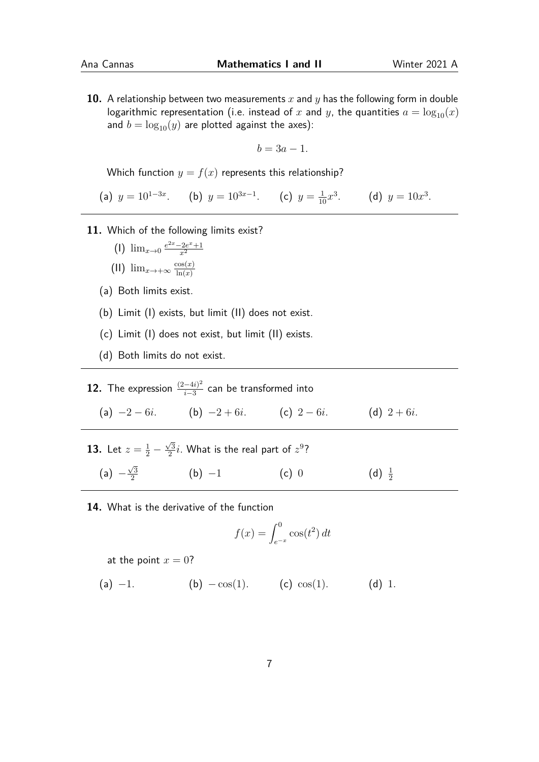**10.** A relationship between two measurements $x$ and $y$ has the following form in double logarithmic representation (i.e. instead of $x$ and $y$, the quantities $a = \log_{10}(x)$ and $b = \log_{10}(y)$ are plotted against the axes):

$$b = 3a - 1.$$

Which function $y = f(x)$ represents this relationship?

(a) $y = 10^{1-3x}$. (b) $y = 10^{3x-1}$. (c) $y = \frac{1}{10}x^3$. (d) $y = 10x^3$.

---

**11.** Which of the following limits exist?

(I) $\lim_{x\to 0} \frac{e^{2x} - 2e^x + 1}{x^2}$

(II) $\lim_{x\to+\infty} \frac{\cos(x)}{\ln(x)}$

(a) Both limits exist.

(b) Limit (I) exists, but limit (II) does not exist.

(c) Limit (I) does not exist, but limit (II) exists.

(d) Both limits do not exist.

---

**12.** The expression $\frac{(2-4i)^2}{i-3}$ can be transformed into

(a) $-2 - 6i$. (b) $-2 + 6i$. (c) $2 - 6i$. (d) $2 + 6i$.

---

**13.** Let $z = \frac{1}{2} - \frac{\sqrt{3}}{2}i$. What is the real part of $z^9$?

(a) $-\frac{\sqrt{3}}{2}$ (b) $-1$ (c) $0$ (d) $\frac{1}{2}$

---

**14.** What is the derivative of the function

$$f(x) = \int_{e^{-x}}^{0} \cos(t^2)\,dt$$

at the point $x = 0$?

(a) $-1$. (b) $-\cos(1)$. (c) $\cos(1)$. (d) $1$.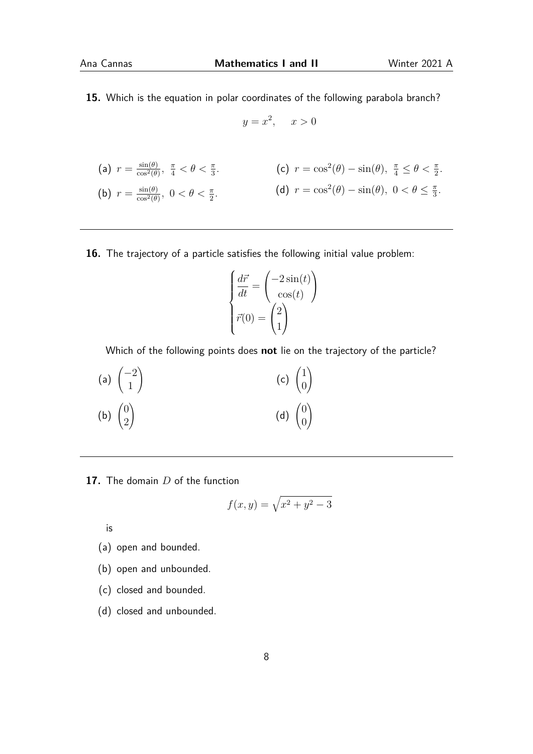**15.** Which is the equation in polar coordinates of the following parabola branch?

$$y = x^2, \quad x > 0$$

(a) $r = \frac{\sin(\theta)}{\cos^2(\theta)}, \; \frac{\pi}{4} < \theta < \frac{\pi}{3}.$

(b) $r = \frac{\sin(\theta)}{\cos^2(\theta)}, \; 0 < \theta < \frac{\pi}{2}.$

(c) $r = \cos^2(\theta) - \sin(\theta), \; \frac{\pi}{4} \leq \theta < \frac{\pi}{2}.$

(d) $r = \cos^2(\theta) - \sin(\theta), \; 0 < \theta \leq \frac{\pi}{3}.$

---

**16.** The trajectory of a particle satisfies the following initial value problem:

$$\begin{cases} \dfrac{d\vec{r}}{dt} = \begin{pmatrix} -2\sin(t) \\ \cos(t) \end{pmatrix} \\ \vec{r}(0) = \begin{pmatrix} 2 \\ 1 \end{pmatrix} \end{cases}$$

Which of the following points does **not** lie on the trajectory of the particle?

(a) $\begin{pmatrix} -2 \\ 1 \end{pmatrix}$

(b) $\begin{pmatrix} 0 \\ 2 \end{pmatrix}$

(c) $\begin{pmatrix} 1 \\ 0 \end{pmatrix}$

(d) $\begin{pmatrix} 0 \\ 0 \end{pmatrix}$

---

**17.** The domain $D$ of the function

$$f(x, y) = \sqrt{x^2 + y^2 - 3}$$

is

(a) open and bounded.

(b) open and unbounded.

(c) closed and bounded.

(d) closed and unbounded.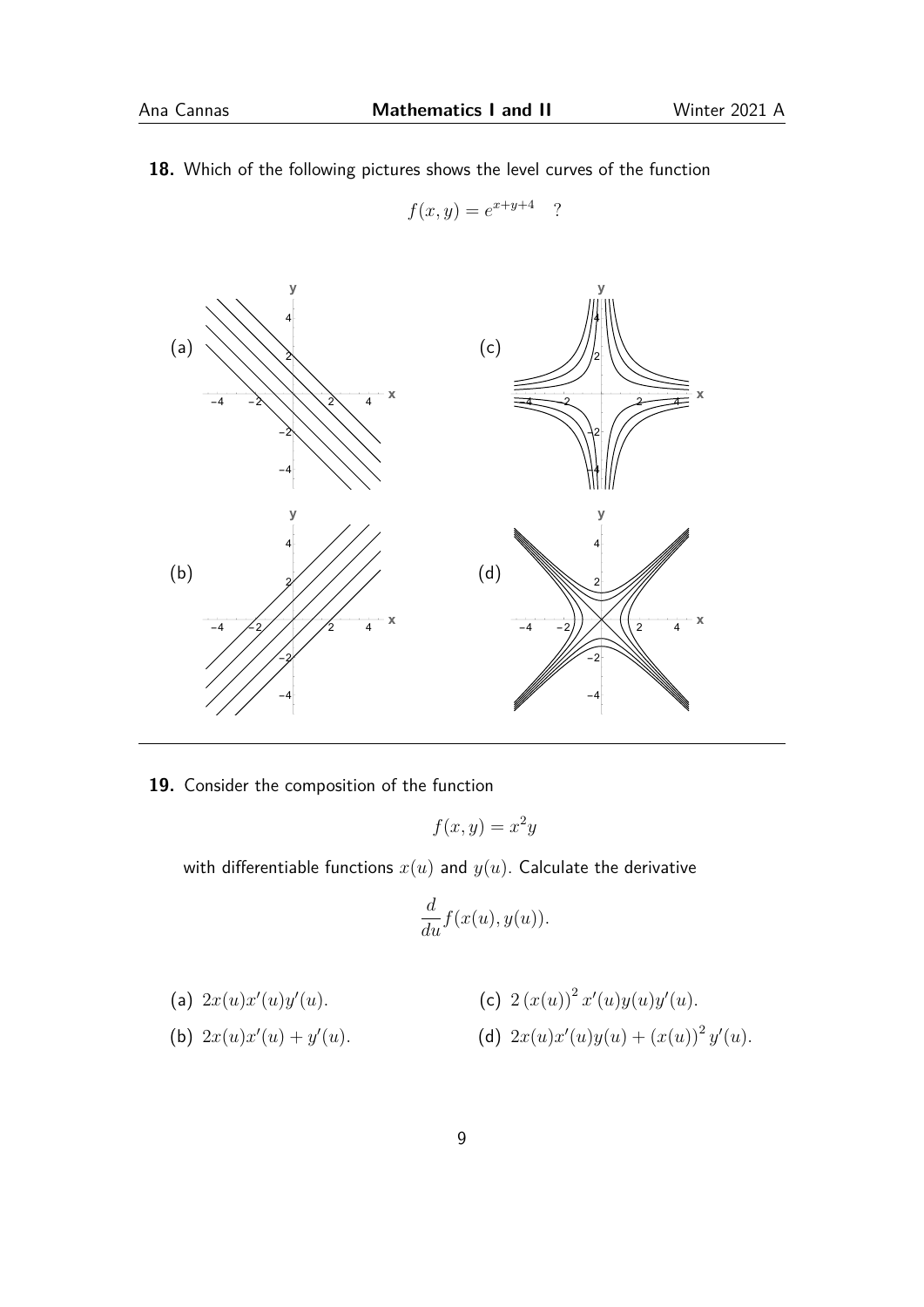**18.** Which of the following pictures shows the level curves of the function

$$f(x,y) = e^{x+y+4} \quad ?$$

(a)

(c)

(b)

(d)

---

**19.** Consider the composition of the function

$$f(x,y) = x^2 y$$

with differentiable functions $x(u)$ and $y(u)$. Calculate the derivative

$$\frac{d}{du} f(x(u), y(u)).$$

(a) $2x(u)x'(u)y'(u)$.

(b) $2x(u)x'(u) + y'(u)$.

(c) $2\,(x(u))^2\, x'(u)y(u)y'(u)$.

(d) $2x(u)x'(u)y(u) + (x(u))^2\, y'(u)$.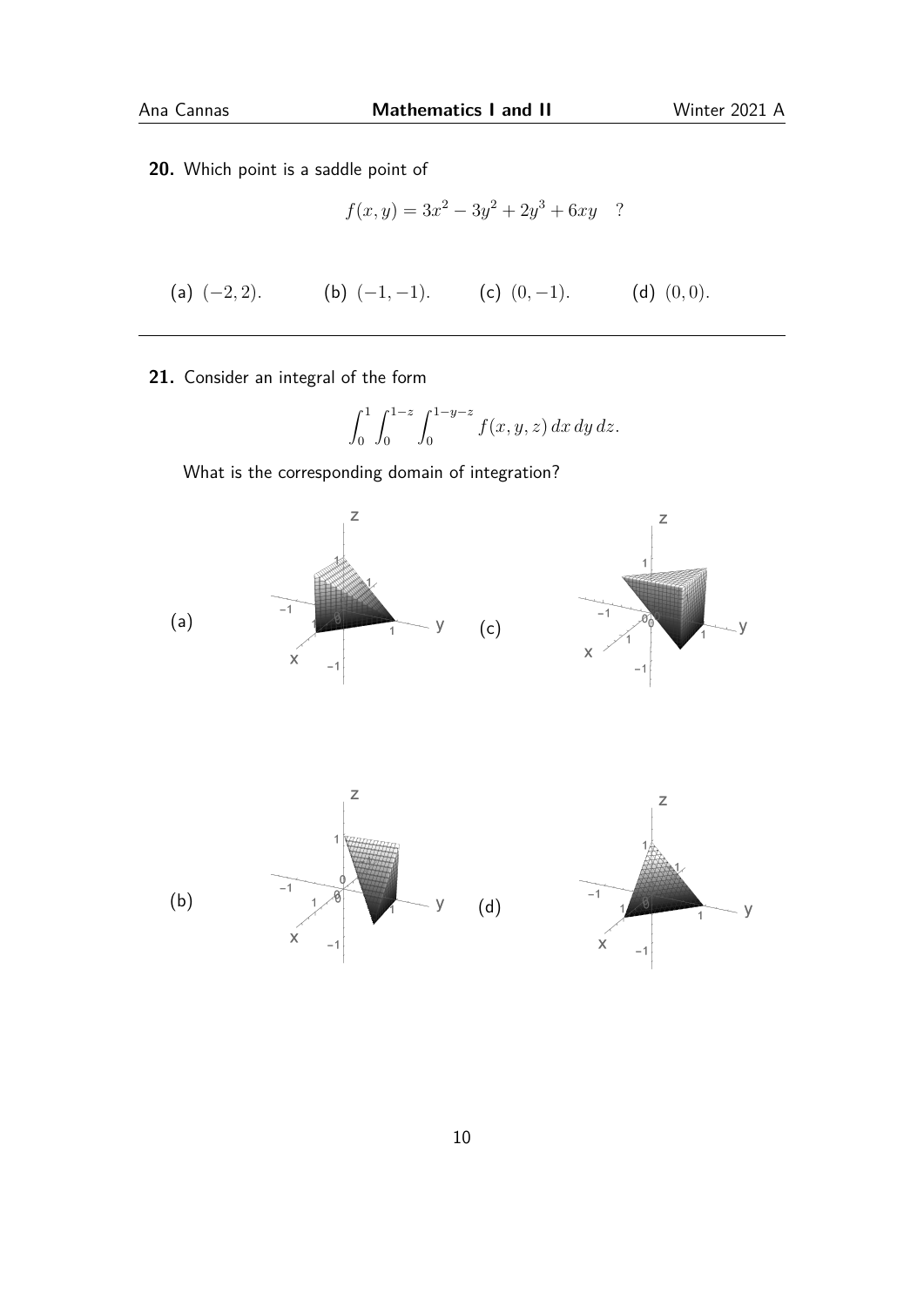**20.** Which point is a saddle point of

$$f(x,y) = 3x^2 - 3y^2 + 2y^3 + 6xy \quad ?$$

(a) $(-2, 2)$. (b) $(-1, -1)$. (c) $(0, -1)$. (d) $(0, 0)$.

---

**21.** Consider an integral of the form

$$\int_0^1 \int_0^{1-z} \int_0^{1-y-z} f(x,y,z)\, dx\, dy\, dz.$$

What is the corresponding domain of integration?

(a)

(c)

(b)

(d)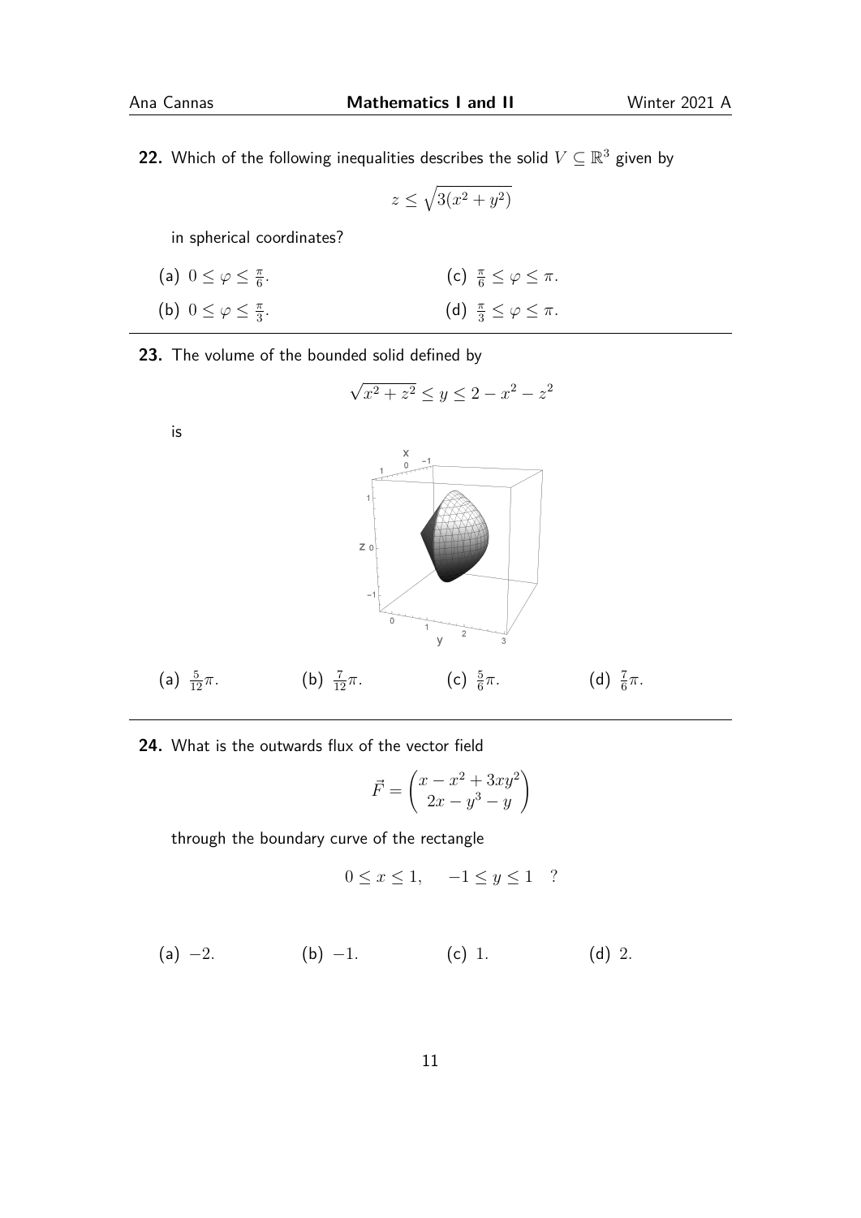**22.** Which of the following inequalities describes the solid $V \subseteq \mathbb{R}^3$ given by

$$z \leq \sqrt{3(x^2 + y^2)}$$

in spherical coordinates?

(a) $0 \leq \varphi \leq \frac{\pi}{6}$.

(b) $0 \leq \varphi \leq \frac{\pi}{3}$.

(c) $\frac{\pi}{6} \leq \varphi \leq \pi$.

(d) $\frac{\pi}{3} \leq \varphi \leq \pi$.

---

**23.** The volume of the bounded solid defined by

$$\sqrt{x^2 + z^2} \leq y \leq 2 - x^2 - z^2$$

is

(a) $\frac{5}{12}\pi$.

(b) $\frac{7}{12}\pi$.

(c) $\frac{5}{6}\pi$.

(d) $\frac{7}{6}\pi$.

---

**24.** What is the outwards flux of the vector field

$$\vec{F} = \begin{pmatrix} x - x^2 + 3xy^2 \\ 2x - y^3 - y \end{pmatrix}$$

through the boundary curve of the rectangle

$$0 \leq x \leq 1, \quad -1 \leq y \leq 1 \quad ?$$

(a) $-2$.

(b) $-1$.

(c) $1$.

(d) $2$.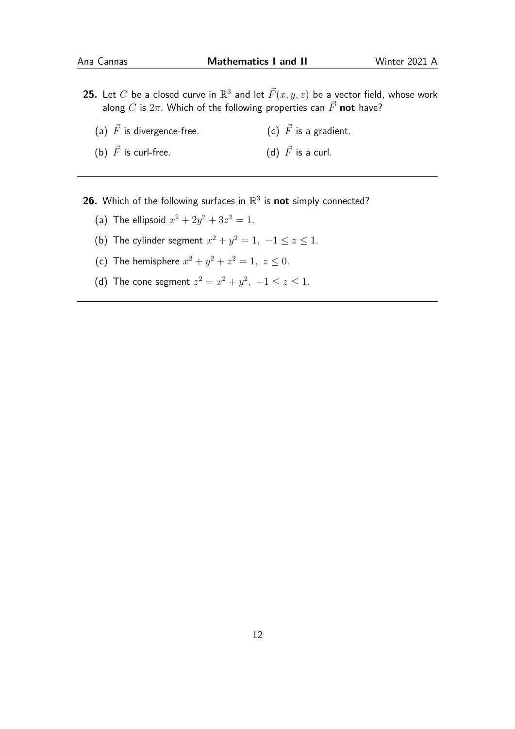**25.** Let $C$ be a closed curve in $\mathbb{R}^3$ and let $\vec{F}(x, y, z)$ be a vector field, whose work along $C$ is $2\pi$. Which of the following properties can $\vec{F}$ **not** have?

(a) $\vec{F}$ is divergence-free.

(b) $\vec{F}$ is curl-free.

(c) $\vec{F}$ is a gradient.

(d) $\vec{F}$ is a curl.

---

**26.** Which of the following surfaces in $\mathbb{R}^3$ is **not** simply connected?

(a) The ellipsoid $x^2 + 2y^2 + 3z^2 = 1$.

(b) The cylinder segment $x^2 + y^2 = 1,\ -1 \leq z \leq 1$.

(c) The hemisphere $x^2 + y^2 + z^2 = 1,\ z \leq 0$.

(d) The cone segment $z^2 = x^2 + y^2,\ -1 \leq z \leq 1$.

---